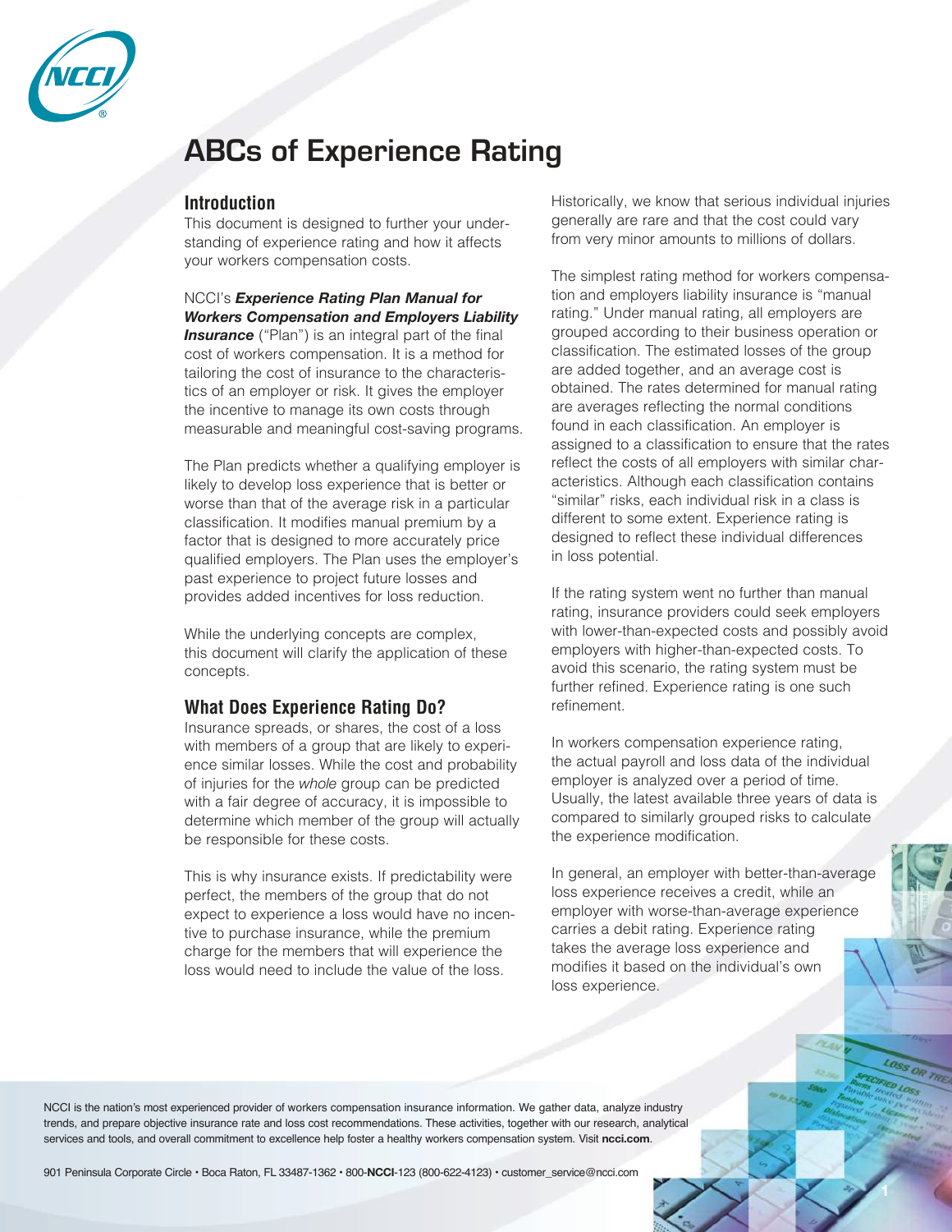# ABCs of Experience Rating

## Introduction

This document is designed to further your understanding of experience rating and how it affects your workers compensation costs.

NCCI's ***Experience Rating Plan Manual for Workers Compensation and Employers Liability Insurance*** ("Plan") is an integral part of the final cost of workers compensation. It is a method for tailoring the cost of insurance to the characteristics of an employer or risk. It gives the employer the incentive to manage its own costs through measurable and meaningful cost-saving programs.

The Plan predicts whether a qualifying employer is likely to develop loss experience that is better or worse than that of the average risk in a particular classification. It modifies manual premium by a factor that is designed to more accurately price qualified employers. The Plan uses the employer's past experience to project future losses and provides added incentives for loss reduction.

While the underlying concepts are complex, this document will clarify the application of these concepts.

## What Does Experience Rating Do?

Insurance spreads, or shares, the cost of a loss with members of a group that are likely to experience similar losses. While the cost and probability of injuries for the *whole* group can be predicted with a fair degree of accuracy, it is impossible to determine which member of the group will actually be responsible for these costs.

This is why insurance exists. If predictability were perfect, the members of the group that do not expect to experience a loss would have no incentive to purchase insurance, while the premium charge for the members that will experience the loss would need to include the value of the loss.

Historically, we know that serious individual injuries generally are rare and that the cost could vary from very minor amounts to millions of dollars.

The simplest rating method for workers compensation and employers liability insurance is "manual rating." Under manual rating, all employers are grouped according to their business operation or classification. The estimated losses of the group are added together, and an average cost is obtained. The rates determined for manual rating are averages reflecting the normal conditions found in each classification. An employer is assigned to a classification to ensure that the rates reflect the costs of all employers with similar characteristics. Although each classification contains "similar" risks, each individual risk in a class is different to some extent. Experience rating is designed to reflect these individual differences in loss potential.

If the rating system went no further than manual rating, insurance providers could seek employers with lower-than-expected costs and possibly avoid employers with higher-than-expected costs. To avoid this scenario, the rating system must be further refined. Experience rating is one such refinement.

In workers compensation experience rating, the actual payroll and loss data of the individual employer is analyzed over a period of time. Usually, the latest available three years of data is compared to similarly grouped risks to calculate the experience modification.

In general, an employer with better-than-average loss experience receives a credit, while an employer with worse-than-average experience carries a debit rating. Experience rating takes the average loss experience and modifies it based on the individual's own loss experience.

NCCI is the nation's most experienced provider of workers compensation insurance information. We gather data, analyze industry trends, and prepare objective insurance rate and loss cost recommendations. These activities, together with our research, analytical services and tools, and overall commitment to excellence help foster a healthy workers compensation system. Visit **ncci.com**.

901 Peninsula Corporate Circle • Boca Raton, FL 33487-1362 • 800-**NCCI**-123 (800-622-4123) • customer_service@ncci.com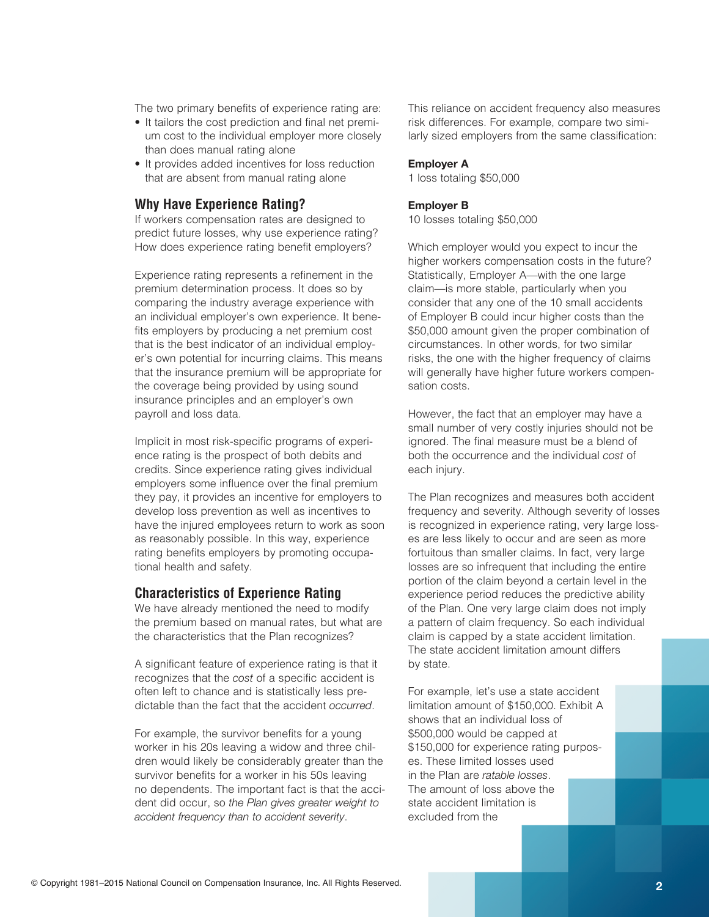The two primary benefits of experience rating are:

- It tailors the cost prediction and final net premium cost to the individual employer more closely than does manual rating alone
- It provides added incentives for loss reduction that are absent from manual rating alone

## Why Have Experience Rating?

If workers compensation rates are designed to predict future losses, why use experience rating? How does experience rating benefit employers?

Experience rating represents a refinement in the premium determination process. It does so by comparing the industry average experience with an individual employer's own experience. It benefits employers by producing a net premium cost that is the best indicator of an individual employer's own potential for incurring claims. This means that the insurance premium will be appropriate for the coverage being provided by using sound insurance principles and an employer's own payroll and loss data.

Implicit in most risk-specific programs of experience rating is the prospect of both debits and credits. Since experience rating gives individual employers some influence over the final premium they pay, it provides an incentive for employers to develop loss prevention as well as incentives to have the injured employees return to work as soon as reasonably possible. In this way, experience rating benefits employers by promoting occupational health and safety.

## Characteristics of Experience Rating

We have already mentioned the need to modify the premium based on manual rates, but what are the characteristics that the Plan recognizes?

A significant feature of experience rating is that it recognizes that the *cost* of a specific accident is often left to chance and is statistically less predictable than the fact that the accident *occurred*.

For example, the survivor benefits for a young worker in his 20s leaving a widow and three children would likely be considerably greater than the survivor benefits for a worker in his 50s leaving no dependents. The important fact is that the accident did occur, so *the Plan gives greater weight to accident frequency than to accident severity*.

This reliance on accident frequency also measures risk differences. For example, compare two similarly sized employers from the same classification:

**Employer A**
1 loss totaling $50,000

**Employer B**
10 losses totaling $50,000

Which employer would you expect to incur the higher workers compensation costs in the future? Statistically, Employer A—with the one large claim—is more stable, particularly when you consider that any one of the 10 small accidents of Employer B could incur higher costs than the $50,000 amount given the proper combination of circumstances. In other words, for two similar risks, the one with the higher frequency of claims will generally have higher future workers compensation costs.

However, the fact that an employer may have a small number of very costly injuries should not be ignored. The final measure must be a blend of both the occurrence and the individual *cost* of each injury.

The Plan recognizes and measures both accident frequency and severity. Although severity of losses is recognized in experience rating, very large losses are less likely to occur and are seen as more fortuitous than smaller claims. In fact, very large losses are so infrequent that including the entire portion of the claim beyond a certain level in the experience period reduces the predictive ability of the Plan. One very large claim does not imply a pattern of claim frequency. So each individual claim is capped by a state accident limitation. The state accident limitation amount differs by state.

For example, let's use a state accident limitation amount of $150,000. Exhibit A shows that an individual loss of $500,000 would be capped at $150,000 for experience rating purposes. These limited losses used in the Plan are *ratable losses*. The amount of loss above the state accident limitation is excluded from the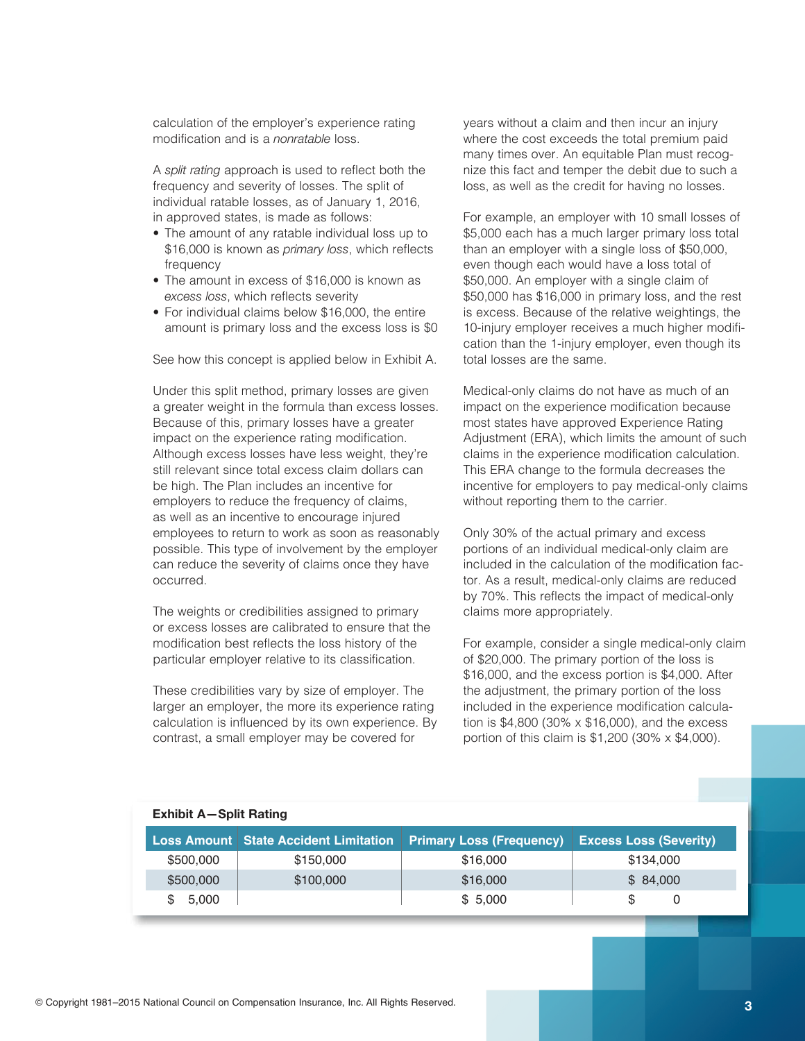calculation of the employer's experience rating modification and is a *nonratable* loss.

A *split rating* approach is used to reflect both the frequency and severity of losses. The split of individual ratable losses, as of January 1, 2016, in approved states, is made as follows:

- The amount of any ratable individual loss up to $16,000 is known as *primary loss*, which reflects frequency
- The amount in excess of $16,000 is known as *excess loss*, which reflects severity
- For individual claims below $16,000, the entire amount is primary loss and the excess loss is $0

See how this concept is applied below in Exhibit A.

Under this split method, primary losses are given a greater weight in the formula than excess losses. Because of this, primary losses have a greater impact on the experience rating modification. Although excess losses have less weight, they're still relevant since total excess claim dollars can be high. The Plan includes an incentive for employers to reduce the frequency of claims, as well as an incentive to encourage injured employees to return to work as soon as reasonably possible. This type of involvement by the employer can reduce the severity of claims once they have occurred.

The weights or credibilities assigned to primary or excess losses are calibrated to ensure that the modification best reflects the loss history of the particular employer relative to its classification.

These credibilities vary by size of employer. The larger an employer, the more its experience rating calculation is influenced by its own experience. By contrast, a small employer may be covered for years without a claim and then incur an injury where the cost exceeds the total premium paid many times over. An equitable Plan must recognize this fact and temper the debit due to such a loss, as well as the credit for having no losses.

For example, an employer with 10 small losses of $5,000 each has a much larger primary loss total than an employer with a single loss of $50,000, even though each would have a loss total of $50,000. An employer with a single claim of $50,000 has $16,000 in primary loss, and the rest is excess. Because of the relative weightings, the 10-injury employer receives a much higher modification than the 1-injury employer, even though its total losses are the same.

Medical-only claims do not have as much of an impact on the experience modification because most states have approved Experience Rating Adjustment (ERA), which limits the amount of such claims in the experience modification calculation. This ERA change to the formula decreases the incentive for employers to pay medical-only claims without reporting them to the carrier.

Only 30% of the actual primary and excess portions of an individual medical-only claim are included in the calculation of the modification factor. As a result, medical-only claims are reduced by 70%. This reflects the impact of medical-only claims more appropriately.

For example, consider a single medical-only claim of $20,000. The primary portion of the loss is $16,000, and the excess portion is $4,000. After the adjustment, the primary portion of the loss included in the experience modification calculation is $4,800 (30% x $16,000), and the excess portion of this claim is $1,200 (30% x $4,000).

**Exhibit A—Split Rating**

| Loss Amount | State Accident Limitation | Primary Loss (Frequency) | Excess Loss (Severity) |
|---|---|---|---|
| $500,000 | $150,000 | $16,000 | $134,000 |
| $500,000 | $100,000 | $16,000 | $ 84,000 |
| $ 5,000 | | $ 5,000 | $ 0 |

© Copyright 1981–2015 National Council on Compensation Insurance, Inc. All Rights Reserved.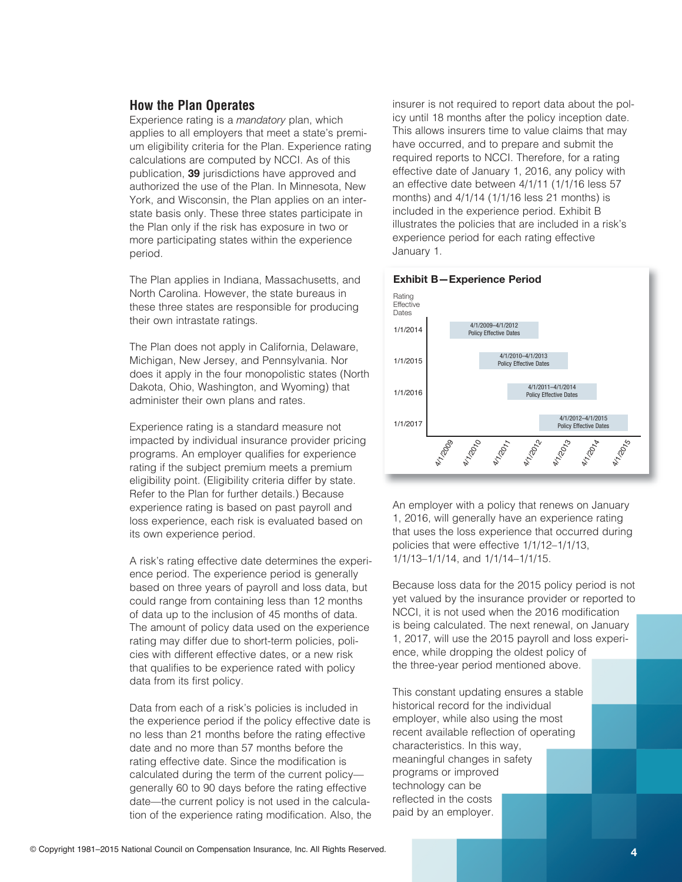## How the Plan Operates

Experience rating is a *mandatory* plan, which applies to all employers that meet a state's premium eligibility criteria for the Plan. Experience rating calculations are computed by NCCI. As of this publication, **39** jurisdictions have approved and authorized the use of the Plan. In Minnesota, New York, and Wisconsin, the Plan applies on an interstate basis only. These three states participate in the Plan only if the risk has exposure in two or more participating states within the experience period.

The Plan applies in Indiana, Massachusetts, and North Carolina. However, the state bureaus in these three states are responsible for producing their own intrastate ratings.

The Plan does not apply in California, Delaware, Michigan, New Jersey, and Pennsylvania. Nor does it apply in the four monopolistic states (North Dakota, Ohio, Washington, and Wyoming) that administer their own plans and rates.

Experience rating is a standard measure not impacted by individual insurance provider pricing programs. An employer qualifies for experience rating if the subject premium meets a premium eligibility point. (Eligibility criteria differ by state. Refer to the Plan for further details.) Because experience rating is based on past payroll and loss experience, each risk is evaluated based on its own experience period.

A risk's rating effective date determines the experience period. The experience period is generally based on three years of payroll and loss data, but could range from containing less than 12 months of data up to the inclusion of 45 months of data. The amount of policy data used on the experience rating may differ due to short-term policies, policies with different effective dates, or a new risk that qualifies to be experience rated with policy data from its first policy.

Data from each of a risk's policies is included in the experience period if the policy effective date is no less than 21 months before the rating effective date and no more than 57 months before the rating effective date. Since the modification is calculated during the term of the current policy—generally 60 to 90 days before the rating effective date—the current policy is not used in the calculation of the experience rating modification. Also, the insurer is not required to report data about the policy until 18 months after the policy inception date. This allows insurers time to value claims that may have occurred, and to prepare and submit the required reports to NCCI. Therefore, for a rating effective date of January 1, 2016, any policy with an effective date between 4/1/11 (1/1/16 less 57 months) and 4/1/14 (1/1/16 less 21 months) is included in the experience period. Exhibit B illustrates the policies that are included in a risk's experience period for each rating effective January 1.

**Exhibit B—Experience Period**

| Rating Effective Dates | Policy Effective Dates |
|---|---|
| 1/1/2014 | 4/1/2009–4/1/2012 |
| 1/1/2015 | 4/1/2010–4/1/2013 |
| 1/1/2016 | 4/1/2011–4/1/2014 |
| 1/1/2017 | 4/1/2012–4/1/2015 |

An employer with a policy that renews on January 1, 2016, will generally have an experience rating that uses the loss experience that occurred during policies that were effective 1/1/12–1/1/13, 1/1/13–1/1/14, and 1/1/14–1/1/15.

Because loss data for the 2015 policy period is not yet valued by the insurance provider or reported to NCCI, it is not used when the 2016 modification is being calculated. The next renewal, on January 1, 2017, will use the 2015 payroll and loss experience, while dropping the oldest policy of the three-year period mentioned above.

This constant updating ensures a stable historical record for the individual employer, while also using the most recent available reflection of operating characteristics. In this way, meaningful changes in safety programs or improved technology can be reflected in the costs paid by an employer.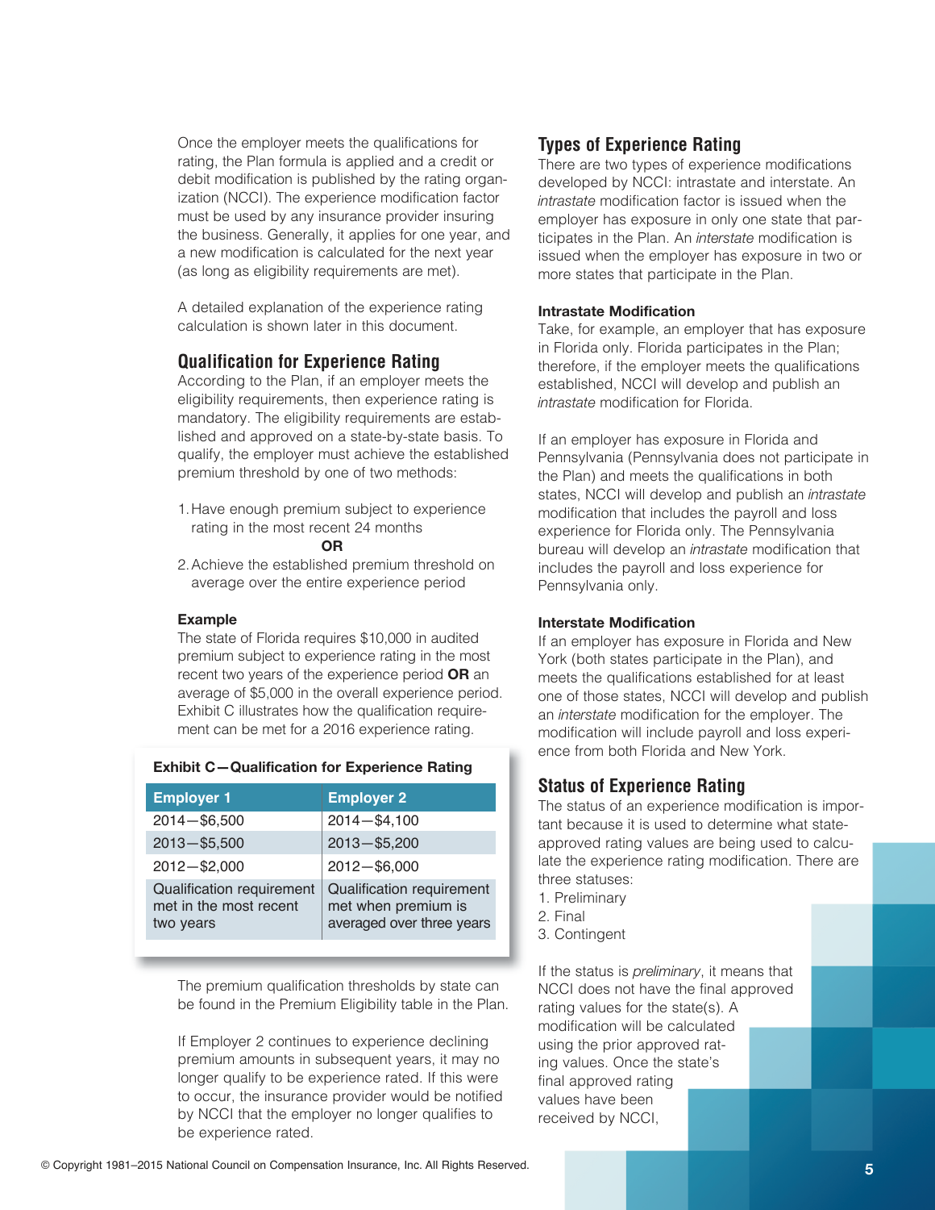Once the employer meets the qualifications for rating, the Plan formula is applied and a credit or debit modification is published by the rating organization (NCCI). The experience modification factor must be used by any insurance provider insuring the business. Generally, it applies for one year, and a new modification is calculated for the next year (as long as eligibility requirements are met).

A detailed explanation of the experience rating calculation is shown later in this document.

## Qualification for Experience Rating

According to the Plan, if an employer meets the eligibility requirements, then experience rating is mandatory. The eligibility requirements are established and approved on a state-by-state basis. To qualify, the employer must achieve the established premium threshold by one of two methods:

1. Have enough premium subject to experience rating in the most recent 24 months

   **OR**

2. Achieve the established premium threshold on average over the entire experience period

**Example**

The state of Florida requires $10,000 in audited premium subject to experience rating in the most recent two years of the experience period **OR** an average of $5,000 in the overall experience period. Exhibit C illustrates how the qualification requirement can be met for a 2016 experience rating.

**Exhibit C—Qualification for Experience Rating**

| Employer 1 | Employer 2 |
|---|---|
| 2014—$6,500 | 2014—$4,100 |
| 2013—$5,500 | 2013—$5,200 |
| 2012—$2,000 | 2012—$6,000 |
| Qualification requirement met in the most recent two years | Qualification requirement met when premium is averaged over three years |

The premium qualification thresholds by state can be found in the Premium Eligibility table in the Plan.

If Employer 2 continues to experience declining premium amounts in subsequent years, it may no longer qualify to be experience rated. If this were to occur, the insurance provider would be notified by NCCI that the employer no longer qualifies to be experience rated.

## Types of Experience Rating

There are two types of experience modifications developed by NCCI: intrastate and interstate. An *intrastate* modification factor is issued when the employer has exposure in only one state that participates in the Plan. An *interstate* modification is issued when the employer has exposure in two or more states that participate in the Plan.

**Intrastate Modification**

Take, for example, an employer that has exposure in Florida only. Florida participates in the Plan; therefore, if the employer meets the qualifications established, NCCI will develop and publish an *intrastate* modification for Florida.

If an employer has exposure in Florida and Pennsylvania (Pennsylvania does not participate in the Plan) and meets the qualifications in both states, NCCI will develop and publish an *intrastate* modification that includes the payroll and loss experience for Florida only. The Pennsylvania bureau will develop an *intrastate* modification that includes the payroll and loss experience for Pennsylvania only.

**Interstate Modification**

If an employer has exposure in Florida and New York (both states participate in the Plan), and meets the qualifications established for at least one of those states, NCCI will develop and publish an *interstate* modification for the employer. The modification will include payroll and loss experience from both Florida and New York.

## Status of Experience Rating

The status of an experience modification is important because it is used to determine what state-approved rating values are being used to calculate the experience rating modification. There are three statuses:

1. Preliminary
2. Final
3. Contingent

If the status is *preliminary*, it means that NCCI does not have the final approved rating values for the state(s). A modification will be calculated using the prior approved rating values. Once the state's final approved rating values have been received by NCCI,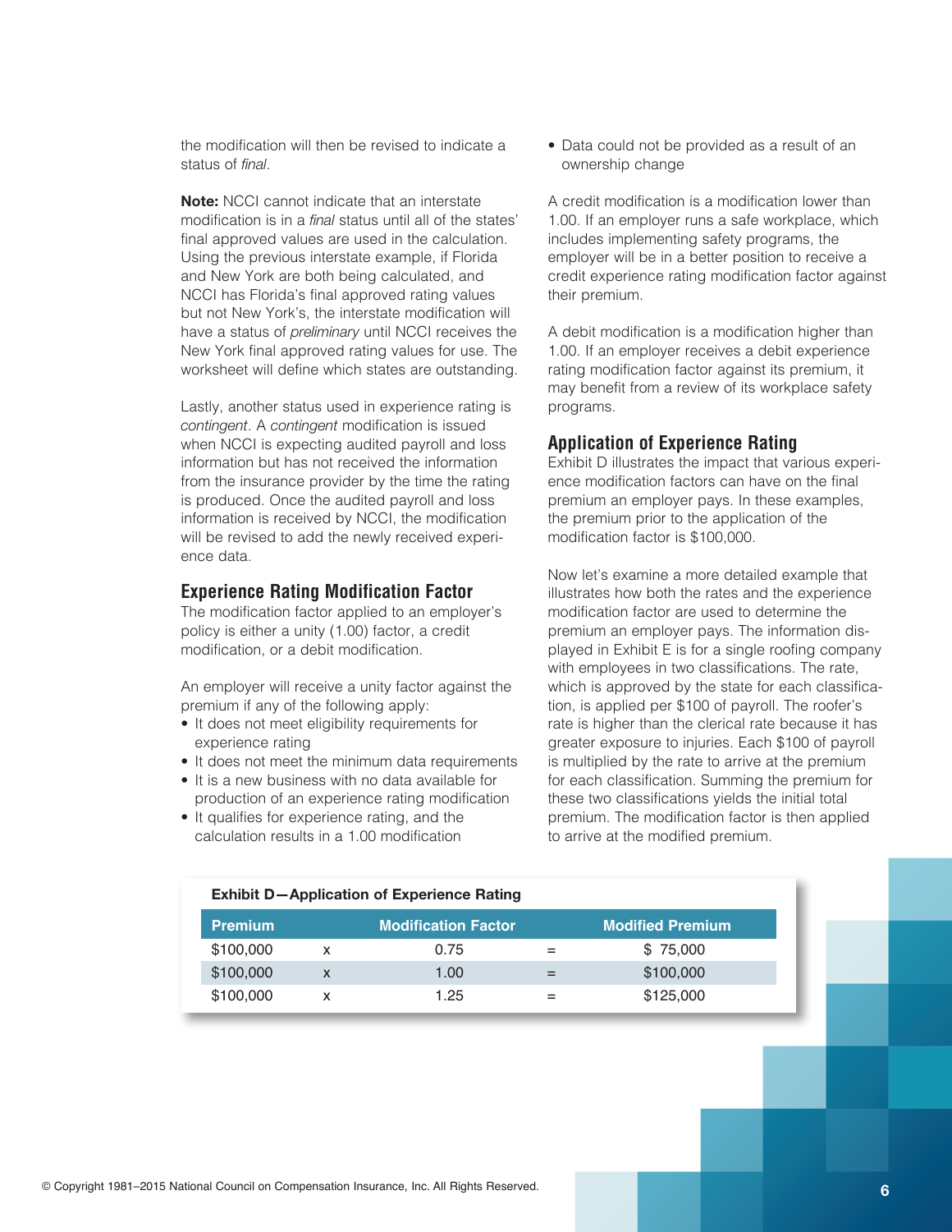the modification will then be revised to indicate a status of *final*.

**Note:** NCCI cannot indicate that an interstate modification is in a *final* status until all of the states' final approved values are used in the calculation. Using the previous interstate example, if Florida and New York are both being calculated, and NCCI has Florida's final approved rating values but not New York's, the interstate modification will have a status of *preliminary* until NCCI receives the New York final approved rating values for use. The worksheet will define which states are outstanding.

Lastly, another status used in experience rating is *contingent*. A *contingent* modification is issued when NCCI is expecting audited payroll and loss information but has not received the information from the insurance provider by the time the rating is produced. Once the audited payroll and loss information is received by NCCI, the modification will be revised to add the newly received experience data.

## Experience Rating Modification Factor

The modification factor applied to an employer's policy is either a unity (1.00) factor, a credit modification, or a debit modification.

An employer will receive a unity factor against the premium if any of the following apply:

- It does not meet eligibility requirements for experience rating
- It does not meet the minimum data requirements
- It is a new business with no data available for production of an experience rating modification
- It qualifies for experience rating, and the calculation results in a 1.00 modification
- Data could not be provided as a result of an ownership change

A credit modification is a modification lower than 1.00. If an employer runs a safe workplace, which includes implementing safety programs, the employer will be in a better position to receive a credit experience rating modification factor against their premium.

A debit modification is a modification higher than 1.00. If an employer receives a debit experience rating modification factor against its premium, it may benefit from a review of its workplace safety programs.

## Application of Experience Rating

Exhibit D illustrates the impact that various experience modification factors can have on the final premium an employer pays. In these examples, the premium prior to the application of the modification factor is $100,000.

Now let's examine a more detailed example that illustrates how both the rates and the experience modification factor are used to determine the premium an employer pays. The information displayed in Exhibit E is for a single roofing company with employees in two classifications. The rate, which is approved by the state for each classification, is applied per $100 of payroll. The roofer's rate is higher than the clerical rate because it has greater exposure to injuries. Each $100 of payroll is multiplied by the rate to arrive at the premium for each classification. Summing the premium for these two classifications yields the initial total premium. The modification factor is then applied to arrive at the modified premium.

**Exhibit D—Application of Experience Rating**

| Premium | | Modification Factor | | Modified Premium |
|---|---|---|---|---|
| $100,000 | x | 0.75 | = | $ 75,000 |
| $100,000 | x | 1.00 | = | $100,000 |
| $100,000 | x | 1.25 | = | $125,000 |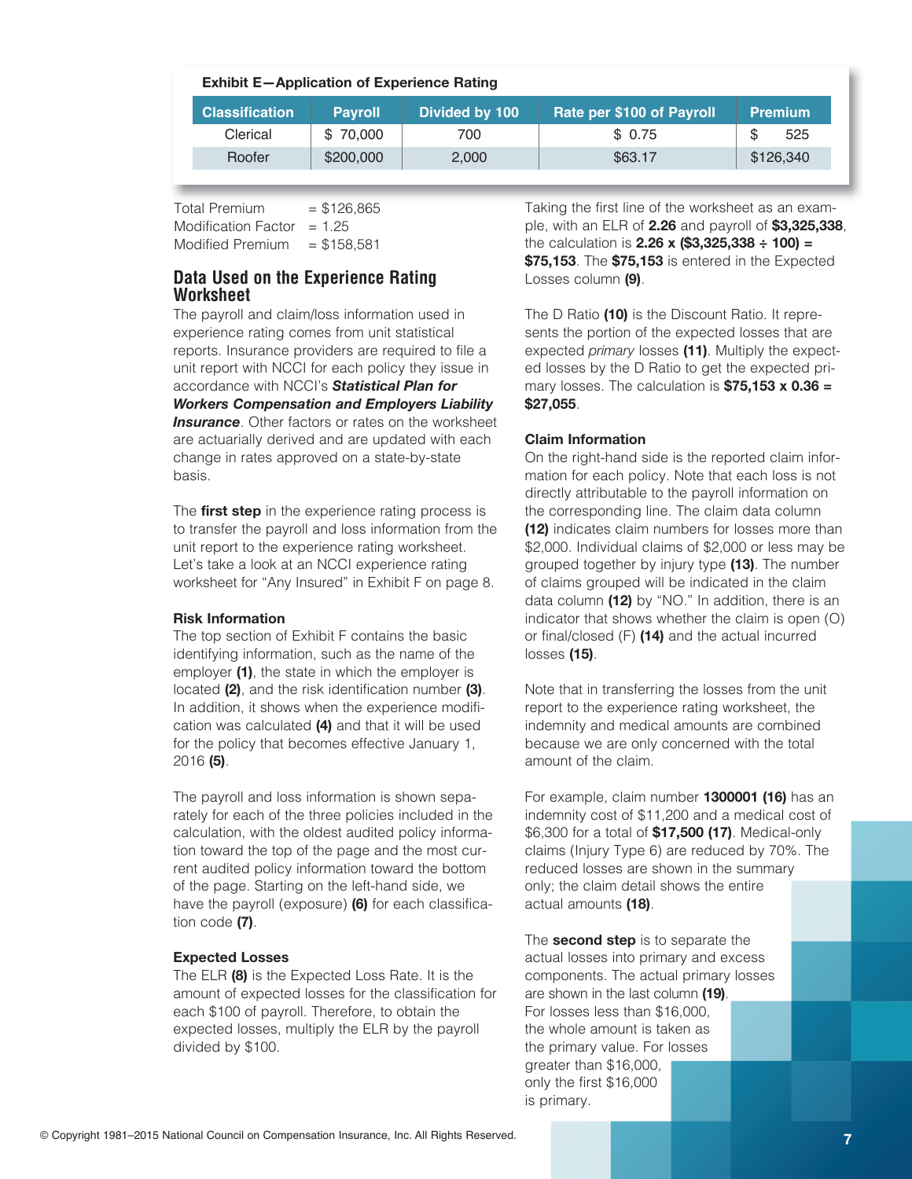**Exhibit E—Application of Experience Rating**

| Classification | Payroll | Divided by 100 | Rate per $100 of Payroll | Premium |
|---|---|---|---|---|
| Clerical | $ 70,000 | 700 | $ 0.75 | $ 525 |
| Roofer | $200,000 | 2,000 | $63.17 | $126,340 |

Total Premium = $126,865
Modification Factor = 1.25
Modified Premium = $158,581

## Data Used on the Experience Rating Worksheet

The payroll and claim/loss information used in experience rating comes from unit statistical reports. Insurance providers are required to file a unit report with NCCI for each policy they issue in accordance with NCCI's ***Statistical Plan for Workers Compensation and Employers Liability Insurance***. Other factors or rates on the worksheet are actuarially derived and are updated with each change in rates approved on a state-by-state basis.

The **first step** in the experience rating process is to transfer the payroll and loss information from the unit report to the experience rating worksheet. Let's take a look at an NCCI experience rating worksheet for "Any Insured" in Exhibit F on page 8.

### Risk Information

The top section of Exhibit F contains the basic identifying information, such as the name of the employer **(1)**, the state in which the employer is located **(2)**, and the risk identification number **(3)**. In addition, it shows when the experience modification was calculated **(4)** and that it will be used for the policy that becomes effective January 1, 2016 **(5)**.

The payroll and loss information is shown separately for each of the three policies included in the calculation, with the oldest audited policy information toward the top of the page and the most current audited policy information toward the bottom of the page. Starting on the left-hand side, we have the payroll (exposure) **(6)** for each classification code **(7)**.

### Expected Losses

The ELR **(8)** is the Expected Loss Rate. It is the amount of expected losses for the classification for each $100 of payroll. Therefore, to obtain the expected losses, multiply the ELR by the payroll divided by $100.

Taking the first line of the worksheet as an example, with an ELR of **2.26** and payroll of **$3,325,338**, the calculation is **2.26 x ($3,325,338 ÷ 100) = $75,153**. The **$75,153** is entered in the Expected Losses column **(9)**.

The D Ratio **(10)** is the Discount Ratio. It represents the portion of the expected losses that are expected *primary* losses **(11)**. Multiply the expected losses by the D Ratio to get the expected primary losses. The calculation is **$75,153 x 0.36 = $27,055**.

### Claim Information

On the right-hand side is the reported claim information for each policy. Note that each loss is not directly attributable to the payroll information on the corresponding line. The claim data column **(12)** indicates claim numbers for losses more than $2,000. Individual claims of $2,000 or less may be grouped together by injury type **(13)**. The number of claims grouped will be indicated in the claim data column **(12)** by "NO." In addition, there is an indicator that shows whether the claim is open (O) or final/closed (F) **(14)** and the actual incurred losses **(15)**.

Note that in transferring the losses from the unit report to the experience rating worksheet, the indemnity and medical amounts are combined because we are only concerned with the total amount of the claim.

For example, claim number **1300001 (16)** has an indemnity cost of $11,200 and a medical cost of $6,300 for a total of **$17,500 (17)**. Medical-only claims (Injury Type 6) are reduced by 70%. The reduced losses are shown in the summary only; the claim detail shows the entire actual amounts **(18)**.

The **second step** is to separate the actual losses into primary and excess components. The actual primary losses are shown in the last column **(19)**. For losses less than $16,000, the whole amount is taken as the primary value. For losses greater than $16,000, only the first $16,000 is primary.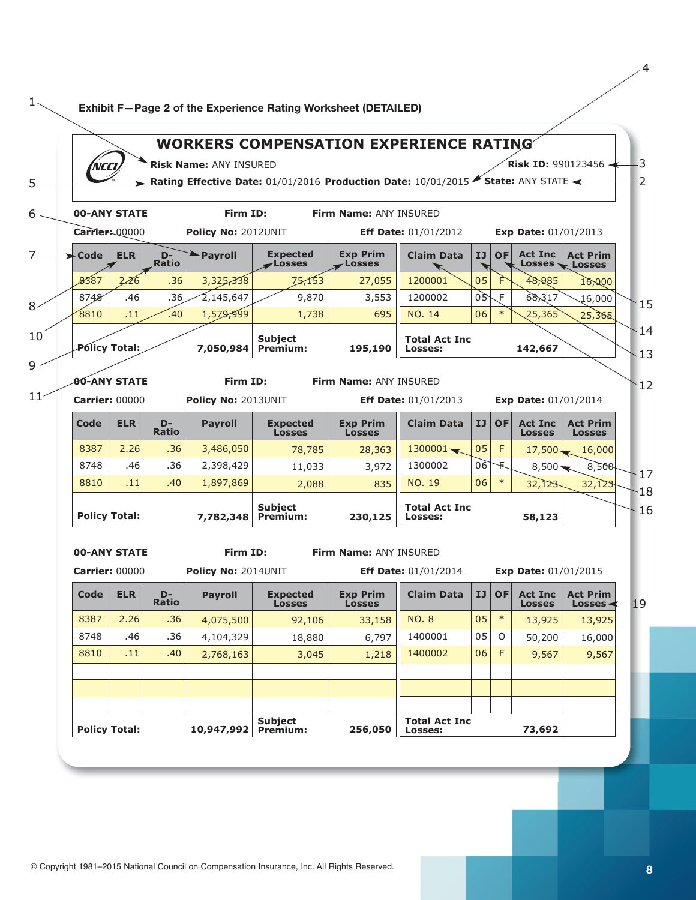Exhibit F—Page 2 of the Experience Rating Worksheet (DETAILED)

## WORKERS COMPENSATION EXPERIENCE RATING

**Risk Name:** ANY INSURED **Risk ID:** 990123456

**Rating Effective Date:** 01/01/2016 **Production Date:** 10/01/2015 **State:** ANY STATE

1
2
3
4
5
6
7
8
9
10
11
12
13
14
15
16
17
18
19

**00-ANY STATE** **Firm ID:** **Firm Name:** ANY INSURED

**Carrier:** 00000 **Policy No:** 2012UNIT **Eff Date:** 01/01/2012 **Exp Date:** 01/01/2013

| Code | ELR | D-Ratio | Payroll | Expected Losses | Exp Prim Losses | Claim Data | IJ | OF | Act Inc Losses | Act Prim Losses |
|---|---|---|---|---|---|---|---|---|---|---|
| 8387 | 2.26 | .36 | 3,325,338 | 75,153 | 27,055 | 1200001 | 05 | F | 48,985 | 16,000 |
| 8748 | .46 | .36 | 2,145,647 | 9,870 | 3,553 | 1200002 | 05 | F | 68,317 | 16,000 |
| 8810 | .11 | .40 | 1,579,999 | 1,738 | 695 | NO. 14 | 06 | * | 25,365 | 25,365 |
| Policy Total: | | | 7,050,984 | Subject Premium: | 195,190 | Total Act Inc Losses: | | | 142,667 | |

**00-ANY STATE** **Firm ID:** **Firm Name:** ANY INSURED

**Carrier:** 00000 **Policy No:** 2013UNIT **Eff Date:** 01/01/2013 **Exp Date:** 01/01/2014

| Code | ELR | D-Ratio | Payroll | Expected Losses | Exp Prim Losses | Claim Data | IJ | OF | Act Inc Losses | Act Prim Losses |
|---|---|---|---|---|---|---|---|---|---|---|
| 8387 | 2.26 | .36 | 3,486,050 | 78,785 | 28,363 | 1300001 | 05 | F | 17,500 | 16,000 |
| 8748 | .46 | .36 | 2,398,429 | 11,033 | 3,972 | 1300002 | 06 | F | 8,500 | 8,500 |
| 8810 | .11 | .40 | 1,897,869 | 2,088 | 835 | NO. 19 | 06 | * | 32,123 | 32,123 |
| Policy Total: | | | 7,782,348 | Subject Premium: | 230,125 | Total Act Inc Losses: | | | 58,123 | |

**00-ANY STATE** **Firm ID:** **Firm Name:** ANY INSURED

**Carrier:** 00000 **Policy No:** 2014UNIT **Eff Date:** 01/01/2014 **Exp Date:** 01/01/2015

| Code | ELR | D-Ratio | Payroll | Expected Losses | Exp Prim Losses | Claim Data | IJ | OF | Act Inc Losses | Act Prim Losses |
|---|---|---|---|---|---|---|---|---|---|---|
| 8387 | 2.26 | .36 | 4,075,500 | 92,106 | 33,158 | NO. 8 | 05 | * | 13,925 | 13,925 |
| 8748 | .46 | .36 | 4,104,329 | 18,880 | 6,797 | 1400001 | 05 | O | 50,200 | 16,000 |
| 8810 | .11 | .40 | 2,768,163 | 3,045 | 1,218 | 1400002 | 06 | F | 9,567 | 9,567 |
| | | | | | | | | | | |
| | | | | | | | | | | |
| | | | | | | | | | | |
| Policy Total: | | | 10,947,992 | Subject Premium: | 256,050 | Total Act Inc Losses: | | | 73,692 | |

© Copyright 1981–2015 National Council on Compensation Insurance, Inc. All Rights Reserved.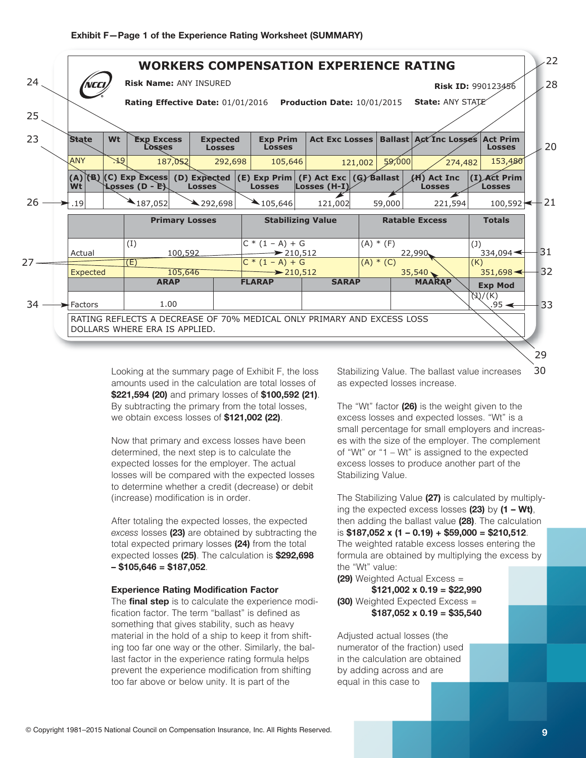**Exhibit F—Page 1 of the Experience Rating Worksheet (SUMMARY)**

## WORKERS COMPENSATION EXPERIENCE RATING

**Risk Name:** ANY INSURED  **Risk ID:** 990123456

**Rating Effective Date:** 01/01/2016  **Production Date:** 10/01/2015  **State:** ANY STATE

| State | Wt | Exp Excess Losses | Expected Losses | Exp Prim Losses | Act Exc Losses | Ballast | Act Inc Losses | Act Prim Losses |
|---|---|---|---|---|---|---|---|---|
| ANY | .19 | 187,052 | 292,698 | 105,646 | 121,002 | 59,000 | 274,482 | 153,480 |

| (A) Wt | (B) | (C) Exp Excess Losses (D - E) | (D) Expected Losses | (E) Exp Prim Losses | (F) Act Exc Losses (H-I) | (G) Ballast | (H) Act Inc Losses | (I) Act Prim Losses |
|---|---|---|---|---|---|---|---|---|
| .19 | | 187,052 | 292,698 | 105,646 | 121,002 | 59,000 | 221,594 | 100,592 |

| | Primary Losses | Stabilizing Value | Ratable Excess | Totals |
|---|---|---|---|---|
| Actual | (I) 100,592 | C * (1 – A) + G 210,512 | (A) * (F) 22,990 | (J) 334,094 |
| Expected | (E) 105,646 | C * (1 – A) + G 210,512 | (A) * (C) 35,540 | (K) 351,698 |

| | ARAP | FLARAP | SARAP | MAARAP | Exp Mod |
|---|---|---|---|---|---|
| Factors | 1.00 | | | | (J)/(K) .95 |

RATING REFLECTS A DECREASE OF 70% MEDICAL ONLY PRIMARY AND EXCESS LOSS DOLLARS WHERE ERA IS APPLIED.

Looking at the summary page of Exhibit F, the loss amounts used in the calculation are total losses of **$221,594 (20)** and primary losses of **$100,592 (21)**. By subtracting the primary from the total losses, we obtain excess losses of **$121,002 (22)**.

Now that primary and excess losses have been determined, the next step is to calculate the expected losses for the employer. The actual losses will be compared with the expected losses to determine whether a credit (decrease) or debit (increase) modification is in order.

After totaling the expected losses, the expected *excess* losses **(23)** are obtained by subtracting the total expected primary losses **(24)** from the total expected losses **(25)**. The calculation is **$292,698 – $105,646 = $187,052**.

### Experience Rating Modification Factor

The **final step** is to calculate the experience modification factor. The term "ballast" is defined as something that gives stability, such as heavy material in the hold of a ship to keep it from shifting too far one way or the other. Similarly, the ballast factor in the experience rating formula helps prevent the experience modification from shifting too far above or below unity. It is part of the Stabilizing Value. The ballast value increases as expected losses increase.

The "Wt" factor **(26)** is the weight given to the excess losses and expected losses. "Wt" is a small percentage for small employers and increases with the size of the employer. The complement of "Wt" or "1 – Wt" is assigned to the expected excess losses to produce another part of the Stabilizing Value.

The Stabilizing Value **(27)** is calculated by multiplying the expected excess losses **(23)** by **(1 – Wt)**, then adding the ballast value **(28)**. The calculation is **$187,052 x (1 – 0.19) + $59,000 = $210,512**. The weighted ratable excess losses entering the formula are obtained by multiplying the excess by the "Wt" value:

**(29)** Weighted Actual Excess =
**$121,002 x 0.19 = $22,990**

**(30)** Weighted Expected Excess =
**$187,052 x 0.19 = $35,540**

Adjusted actual losses (the numerator of the fraction) used in the calculation are obtained by adding across and are equal in this case to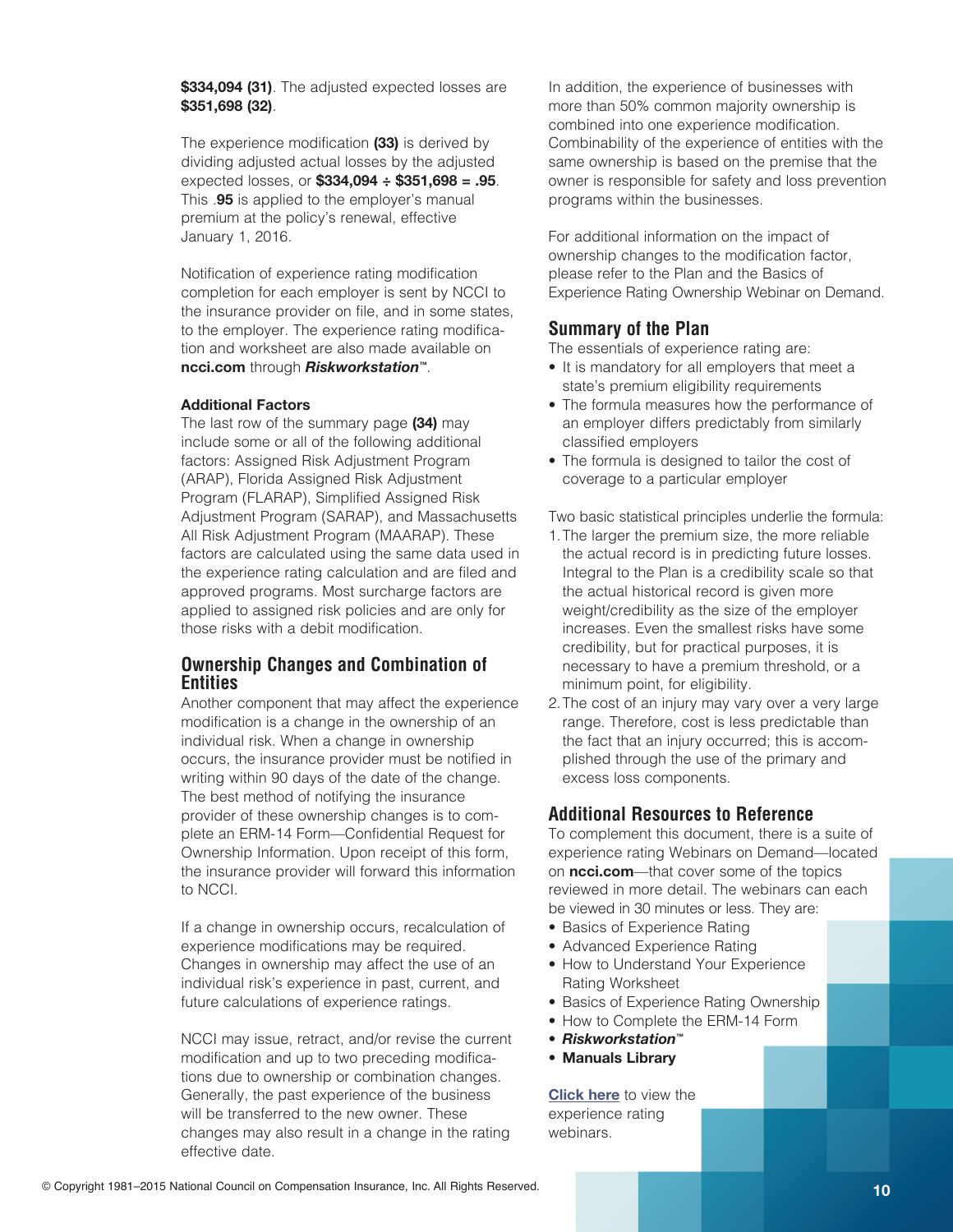**$334,094 (31)**. The adjusted expected losses are **$351,698 (32)**.

The experience modification **(33)** is derived by dividing adjusted actual losses by the adjusted expected losses, or **$334,094 ÷ $351,698 = .95**. This .**95** is applied to the employer's manual premium at the policy's renewal, effective January 1, 2016.

Notification of experience rating modification completion for each employer is sent by NCCI to the insurance provider on file, and in some states, to the employer. The experience rating modification and worksheet are also made available on **ncci.com** through ***Riskworkstation***™.

**Additional Factors**

The last row of the summary page **(34)** may include some or all of the following additional factors: Assigned Risk Adjustment Program (ARAP), Florida Assigned Risk Adjustment Program (FLARAP), Simplified Assigned Risk Adjustment Program (SARAP), and Massachusetts All Risk Adjustment Program (MAARAP). These factors are calculated using the same data used in the experience rating calculation and are filed and approved programs. Most surcharge factors are applied to assigned risk policies and are only for those risks with a debit modification.

## Ownership Changes and Combination of Entities

Another component that may affect the experience modification is a change in the ownership of an individual risk. When a change in ownership occurs, the insurance provider must be notified in writing within 90 days of the date of the change. The best method of notifying the insurance provider of these ownership changes is to complete an ERM-14 Form—Confidential Request for Ownership Information. Upon receipt of this form, the insurance provider will forward this information to NCCI.

If a change in ownership occurs, recalculation of experience modifications may be required. Changes in ownership may affect the use of an individual risk's experience in past, current, and future calculations of experience ratings.

NCCI may issue, retract, and/or revise the current modification and up to two preceding modifications due to ownership or combination changes. Generally, the past experience of the business will be transferred to the new owner. These changes may also result in a change in the rating effective date.

In addition, the experience of businesses with more than 50% common majority ownership is combined into one experience modification. Combinability of the experience of entities with the same ownership is based on the premise that the owner is responsible for safety and loss prevention programs within the businesses.

For additional information on the impact of ownership changes to the modification factor, please refer to the Plan and the Basics of Experience Rating Ownership Webinar on Demand.

## Summary of the Plan

The essentials of experience rating are:

- It is mandatory for all employers that meet a state's premium eligibility requirements
- The formula measures how the performance of an employer differs predictably from similarly classified employers
- The formula is designed to tailor the cost of coverage to a particular employer

Two basic statistical principles underlie the formula:

1. The larger the premium size, the more reliable the actual record is in predicting future losses. Integral to the Plan is a credibility scale so that the actual historical record is given more weight/credibility as the size of the employer increases. Even the smallest risks have some credibility, but for practical purposes, it is necessary to have a premium threshold, or a minimum point, for eligibility.
2. The cost of an injury may vary over a very large range. Therefore, cost is less predictable than the fact that an injury occurred; this is accomplished through the use of the primary and excess loss components.

## Additional Resources to Reference

To complement this document, there is a suite of experience rating Webinars on Demand—located on **ncci.com**—that cover some of the topics reviewed in more detail. The webinars can each be viewed in 30 minutes or less. They are:

- Basics of Experience Rating
- Advanced Experience Rating
- How to Understand Your Experience Rating Worksheet
- Basics of Experience Rating Ownership
- How to Complete the ERM-14 Form
- ***Riskworkstation***™
- **Manuals Library**

**Click here** to view the experience rating webinars.

© Copyright 1981–2015 National Council on Compensation Insurance, Inc. All Rights Reserved.